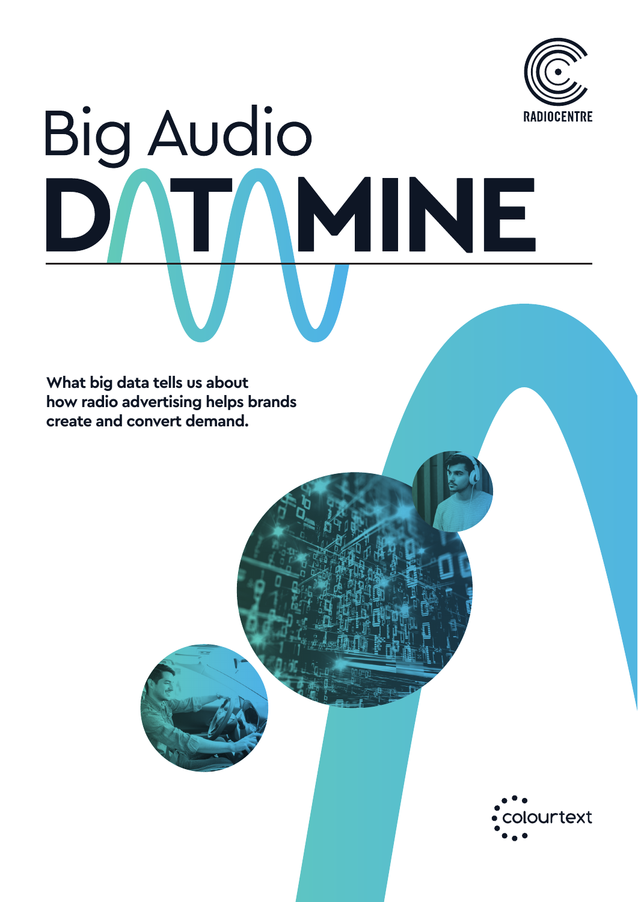RADIOCENTRE

# Big Audio DATAMINE

**What big data tells us about how radio advertising helps brands create and convert demand.**

colourtext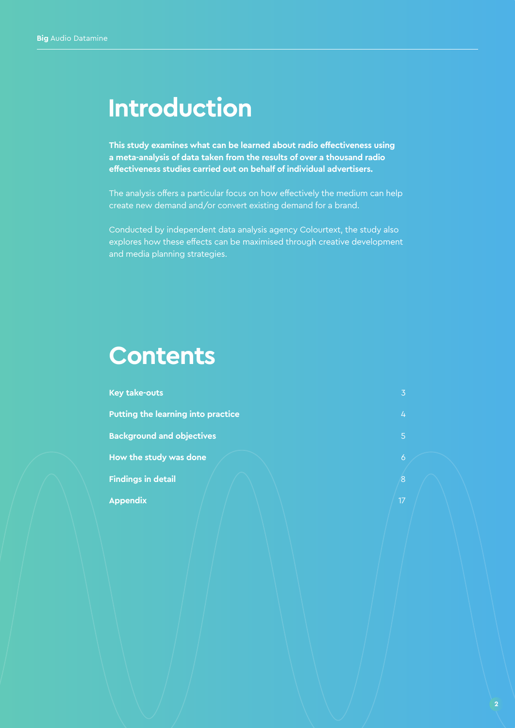# Introduction

**This study examines what can be learned about radio effectiveness using a meta-analysis of data taken from the results of over a thousand radio effectiveness studies carried out on behalf of individual advertisers.**

The analysis offers a particular focus on how effectively the medium can help create new demand and/or convert existing demand for a brand.

Conducted by independent data analysis agency Colourtext, the study also explores how these effects can be maximised through creative development and media planning strategies.

# Contents

| | |
|---|---|
| **Key take-outs** | 3 |
| **Putting the learning into practice** | 4 |
| **Background and objectives** | 5 |
| **How the study was done** | 6 |
| **Findings in detail** | 8 |
| **Appendix** | 17 |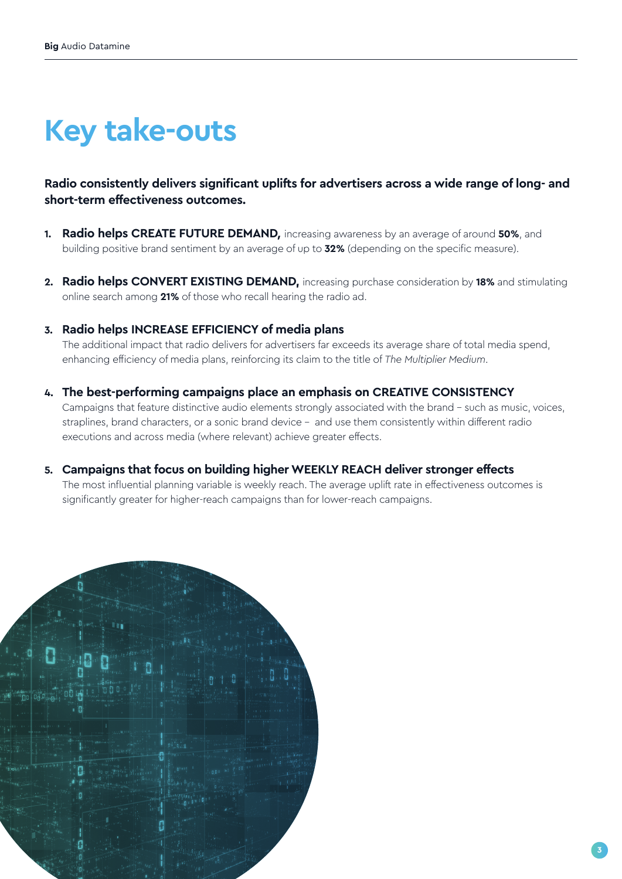# Key take-outs

**Radio consistently delivers significant uplifts for advertisers across a wide range of long- and short-term effectiveness outcomes.**

1. **Radio helps CREATE FUTURE DEMAND,** increasing awareness by an average of around **50%**, and building positive brand sentiment by an average of up to **32%** (depending on the specific measure).

2. **Radio helps CONVERT EXISTING DEMAND,** increasing purchase consideration by **18%** and stimulating online search among **21%** of those who recall hearing the radio ad.

3. **Radio helps INCREASE EFFICIENCY of media plans**
   The additional impact that radio delivers for advertisers far exceeds its average share of total media spend, enhancing efficiency of media plans, reinforcing its claim to the title of *The Multiplier Medium*.

4. **The best-performing campaigns place an emphasis on CREATIVE CONSISTENCY**
   Campaigns that feature distinctive audio elements strongly associated with the brand – such as music, voices, straplines, brand characters, or a sonic brand device – and use them consistently within different radio executions and across media (where relevant) achieve greater effects.

5. **Campaigns that focus on building higher WEEKLY REACH deliver stronger effects**
   The most influential planning variable is weekly reach. The average uplift rate in effectiveness outcomes is significantly greater for higher-reach campaigns than for lower-reach campaigns.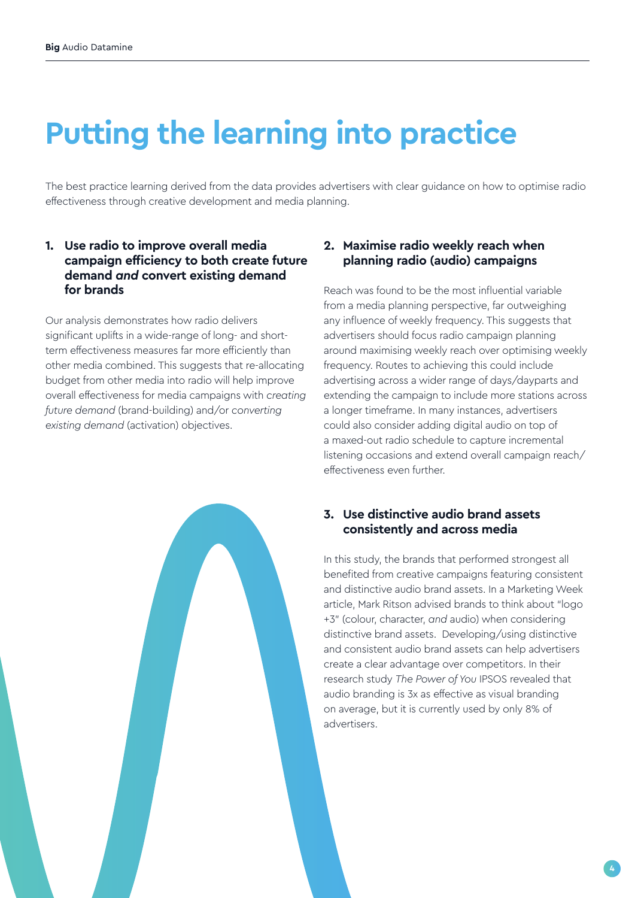# Putting the learning into practice

The best practice learning derived from the data provides advertisers with clear guidance on how to optimise radio effectiveness through creative development and media planning.

### 1. Use radio to improve overall media campaign efficiency to both create future demand *and* convert existing demand for brands

Our analysis demonstrates how radio delivers significant uplifts in a wide-range of long- and short-term effectiveness measures far more efficiently than other media combined. This suggests that re-allocating budget from other media into radio will help improve overall effectiveness for media campaigns with *creating future demand* (brand-building) and/or *converting existing demand* (activation) objectives.

### 2. Maximise radio weekly reach when planning radio (audio) campaigns

Reach was found to be the most influential variable from a media planning perspective, far outweighing any influence of weekly frequency. This suggests that advertisers should focus radio campaign planning around maximising weekly reach over optimising weekly frequency. Routes to achieving this could include advertising across a wider range of days/dayparts and extending the campaign to include more stations across a longer timeframe. In many instances, advertisers could also consider adding digital audio on top of a maxed-out radio schedule to capture incremental listening occasions and extend overall campaign reach/effectiveness even further.

### 3. Use distinctive audio brand assets consistently and across media

In this study, the brands that performed strongest all benefited from creative campaigns featuring consistent and distinctive audio brand assets. In a Marketing Week article, Mark Ritson advised brands to think about "logo +3" (colour, character, *and* audio) when considering distinctive brand assets. Developing/using distinctive and consistent audio brand assets can help advertisers create a clear advantage over competitors. In their research study *The Power of You* IPSOS revealed that audio branding is 3x as effective as visual branding on average, but it is currently used by only 8% of advertisers.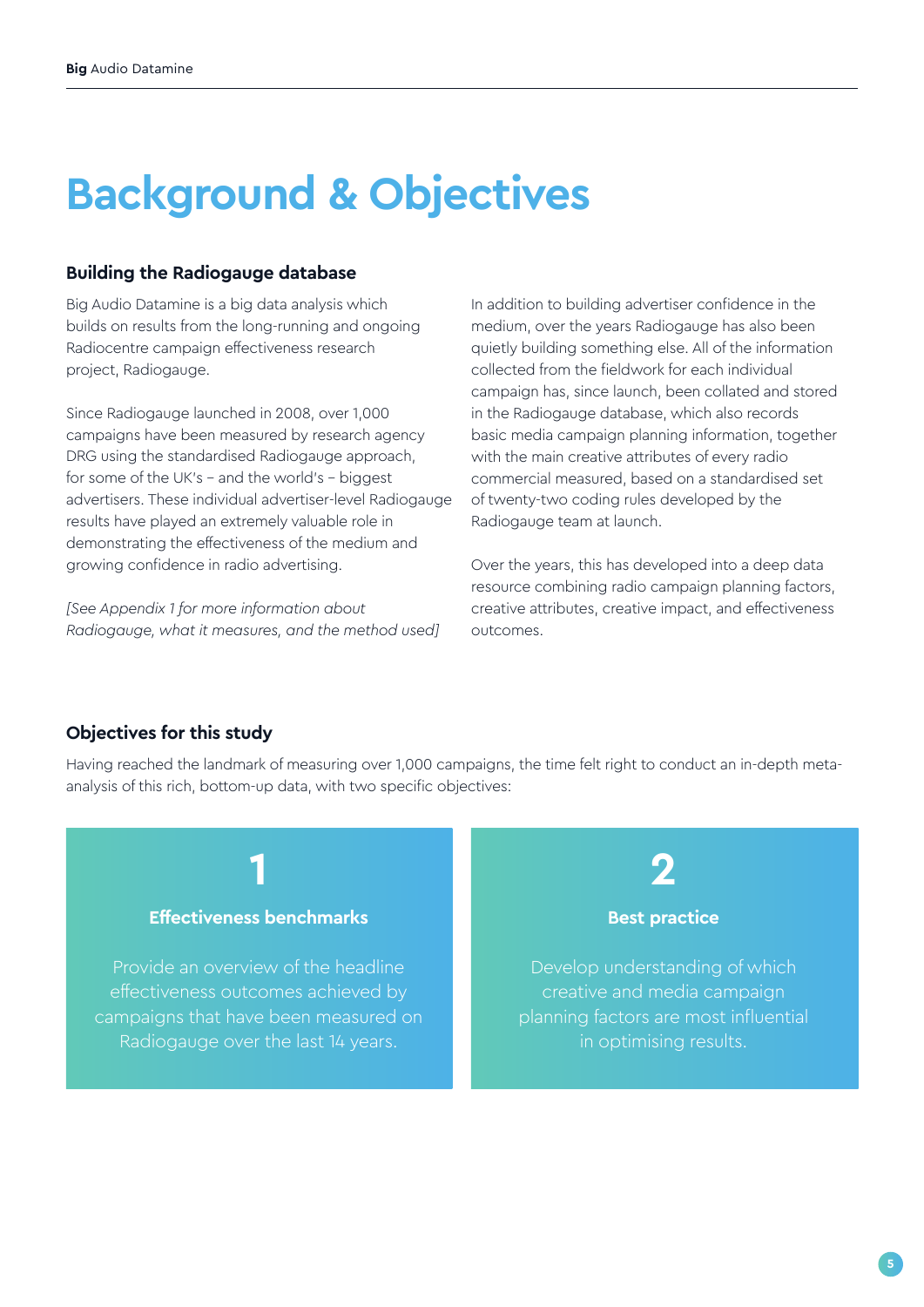# Background & Objectives

## Building the Radiogauge database

Big Audio Datamine is a big data analysis which builds on results from the long-running and ongoing Radiocentre campaign effectiveness research project, Radiogauge.

Since Radiogauge launched in 2008, over 1,000 campaigns have been measured by research agency DRG using the standardised Radiogauge approach, for some of the UK's – and the world's – biggest advertisers. These individual advertiser-level Radiogauge results have played an extremely valuable role in demonstrating the effectiveness of the medium and growing confidence in radio advertising.

*[See Appendix 1 for more information about Radiogauge, what it measures, and the method used]*

In addition to building advertiser confidence in the medium, over the years Radiogauge has also been quietly building something else. All of the information collected from the fieldwork for each individual campaign has, since launch, been collated and stored in the Radiogauge database, which also records basic media campaign planning information, together with the main creative attributes of every radio commercial measured, based on a standardised set of twenty-two coding rules developed by the Radiogauge team at launch.

Over the years, this has developed into a deep data resource combining radio campaign planning factors, creative attributes, creative impact, and effectiveness outcomes.

## Objectives for this study

Having reached the landmark of measuring over 1,000 campaigns, the time felt right to conduct an in-depth meta-analysis of this rich, bottom-up data, with two specific objectives:

**1**

**Effectiveness benchmarks**

Provide an overview of the headline effectiveness outcomes achieved by campaigns that have been measured on Radiogauge over the last 14 years.

**2**

**Best practice**

Develop understanding of which creative and media campaign planning factors are most influential in optimising results.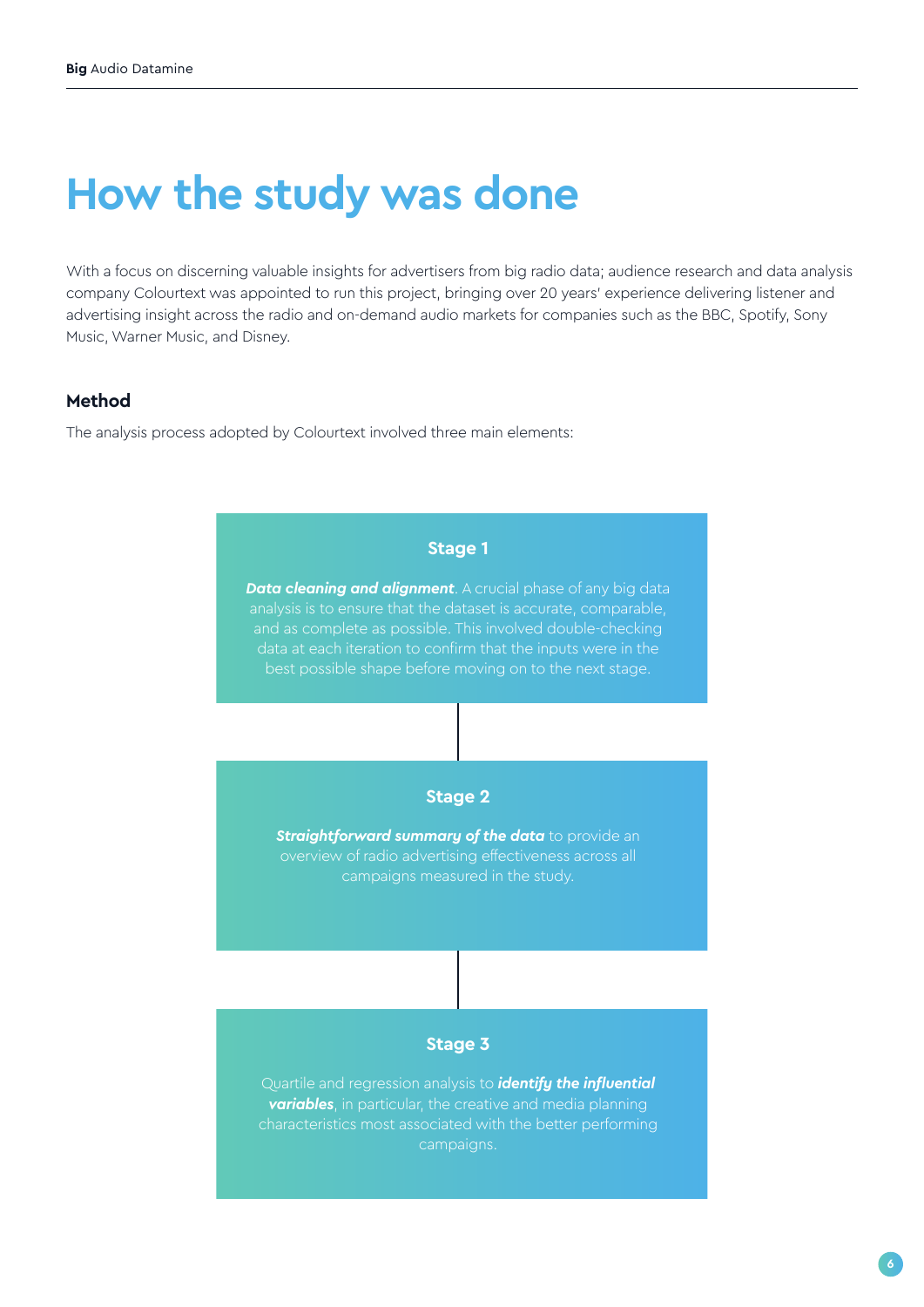# How the study was done

With a focus on discerning valuable insights for advertisers from big radio data; audience research and data analysis company Colourtext was appointed to run this project, bringing over 20 years' experience delivering listener and advertising insight across the radio and on-demand audio markets for companies such as the BBC, Spotify, Sony Music, Warner Music, and Disney.

### Method

The analysis process adopted by Colourtext involved three main elements:

#### Stage 1

***Data cleaning and alignment***. A crucial phase of any big data analysis is to ensure that the dataset is accurate, comparable, and as complete as possible. This involved double-checking data at each iteration to confirm that the inputs were in the best possible shape before moving on to the next stage.

#### Stage 2

***Straightforward summary of the data*** to provide an overview of radio advertising effectiveness across all campaigns measured in the study.

#### Stage 3

Quartile and regression analysis to ***identify the influential variables***, in particular, the creative and media planning characteristics most associated with the better performing campaigns.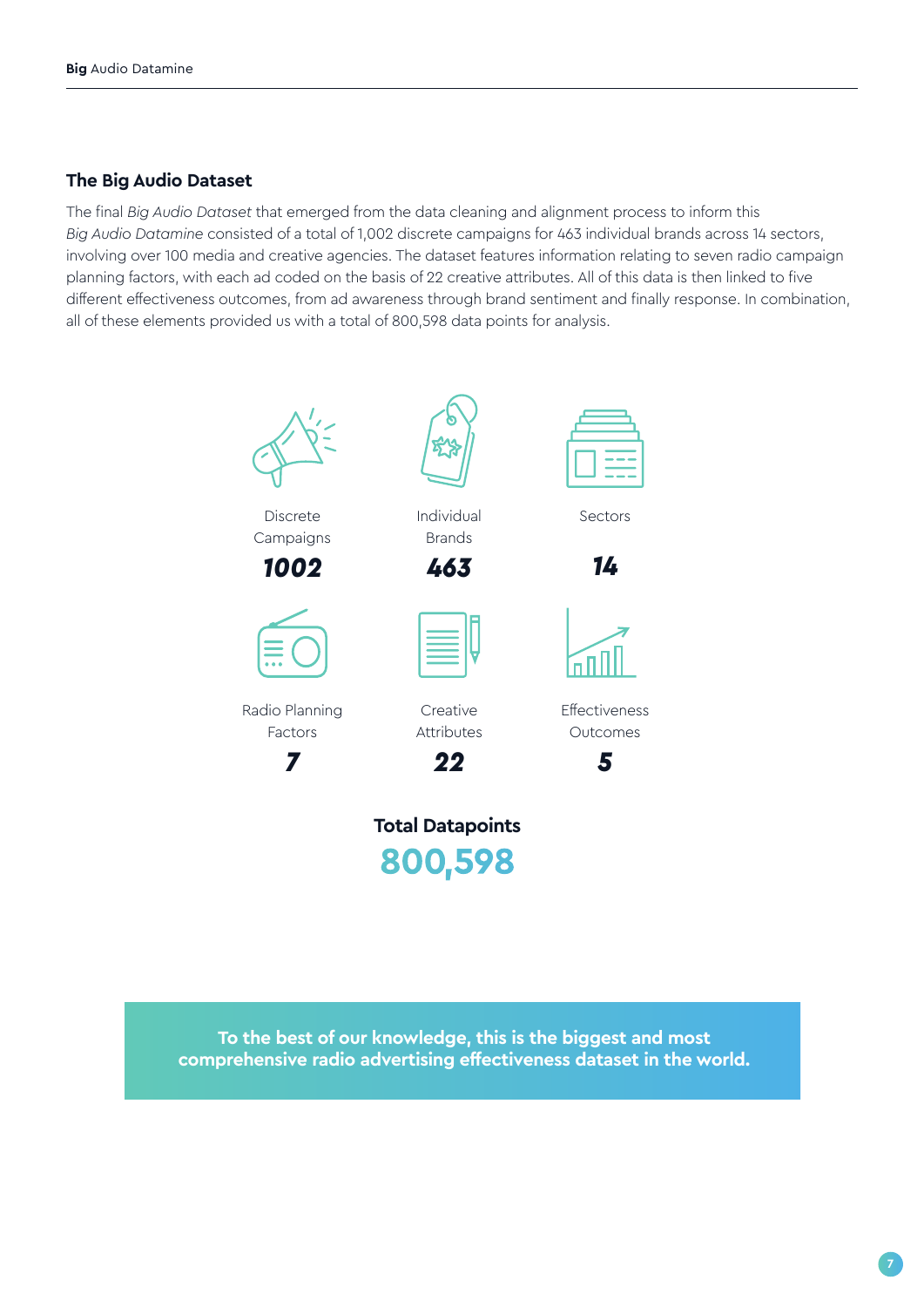## The Big Audio Dataset

The final *Big Audio Dataset* that emerged from the data cleaning and alignment process to inform this *Big Audio Datamine* consisted of a total of 1,002 discrete campaigns for 463 individual brands across 14 sectors, involving over 100 media and creative agencies. The dataset features information relating to seven radio campaign planning factors, with each ad coded on the basis of 22 creative attributes. All of this data is then linked to five different effectiveness outcomes, from ad awareness through brand sentiment and finally response. In combination, all of these elements provided us with a total of 800,598 data points for analysis.

Discrete Campaigns
***1002***

Individual Brands
***463***

Sectors
***14***

Radio Planning Factors
***7***

Creative Attributes
***22***

Effectiveness Outcomes
***5***

**Total Datapoints**

**800,598**

**To the best of our knowledge, this is the biggest and most comprehensive radio advertising effectiveness dataset in the world.**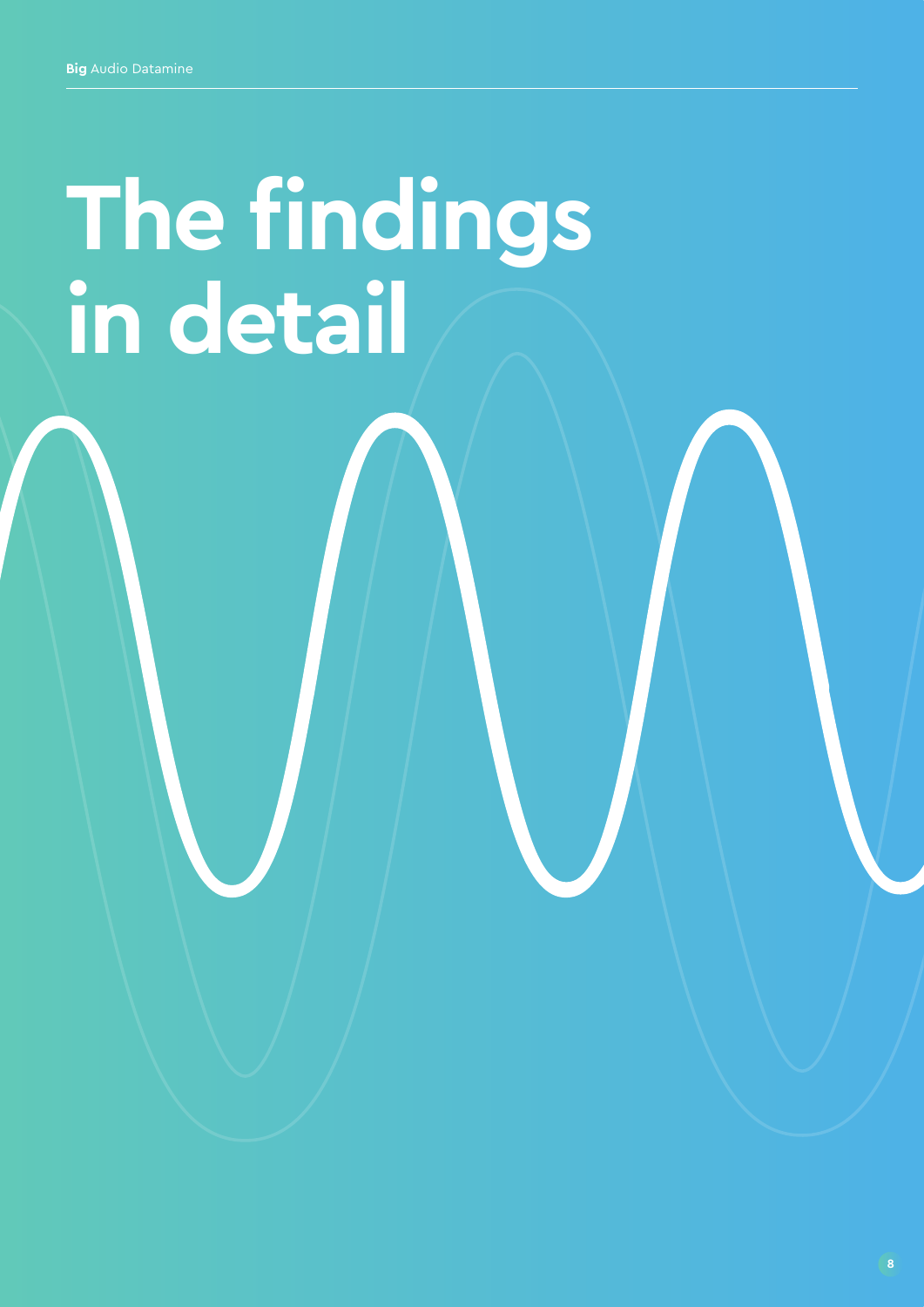# The findings in detail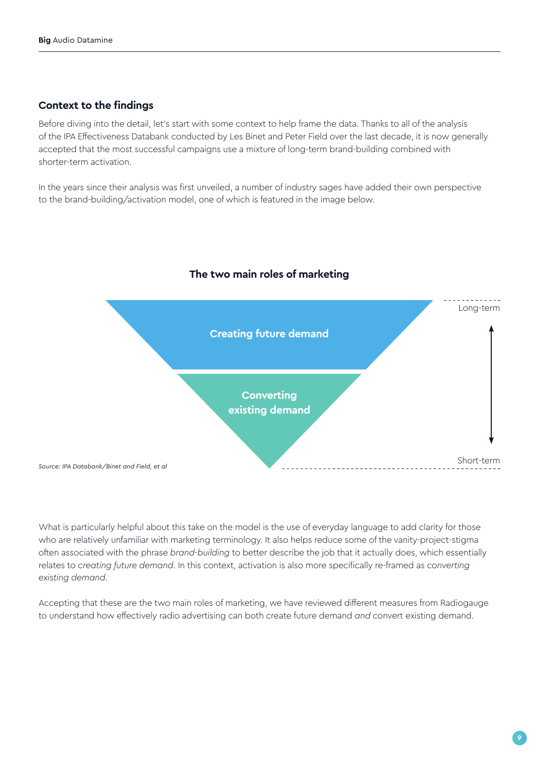## Context to the findings

Before diving into the detail, let's start with some context to help frame the data. Thanks to all of the analysis of the IPA Effectiveness Databank conducted by Les Binet and Peter Field over the last decade, it is now generally accepted that the most successful campaigns use a mixture of long-term brand-building combined with shorter-term activation.

In the years since their analysis was first unveiled, a number of industry sages have added their own perspective to the brand-building/activation model, one of which is featured in the image below.

**The two main roles of marketing**

Creating future demand

Converting existing demand

Long-term

Short-term

*Source: IPA Databank/Binet and Field, et al*

What is particularly helpful about this take on the model is the use of everyday language to add clarity for those who are relatively unfamiliar with marketing terminology. It also helps reduce some of the vanity-project-stigma often associated with the phrase *brand-building* to better describe the job that it actually does, which essentially relates to *creating future demand*. In this context, activation is also more specifically re-framed as *converting existing demand*.

Accepting that these are the two main roles of marketing, we have reviewed different measures from Radiogauge to understand how effectively radio advertising can both create future demand *and* convert existing demand.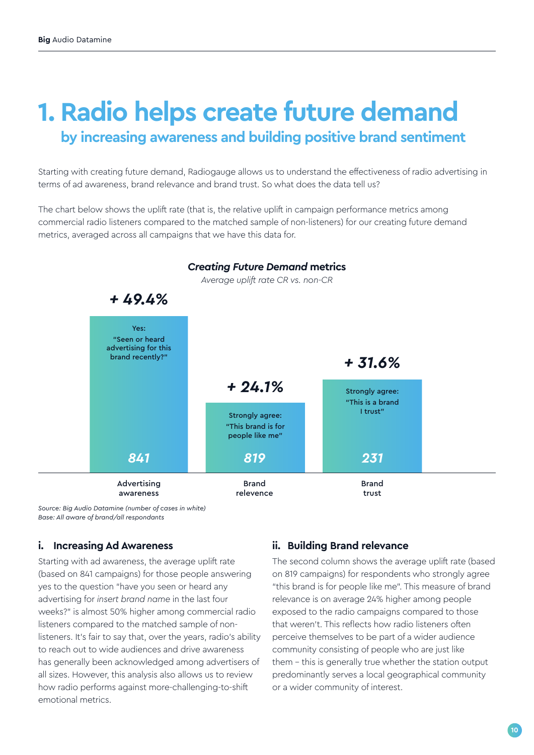# 1. Radio helps create future demand

## by increasing awareness and building positive brand sentiment

Starting with creating future demand, Radiogauge allows us to understand the effectiveness of radio advertising in terms of ad awareness, brand relevance and brand trust. So what does the data tell us?

The chart below shows the uplift rate (that is, the relative uplift in campaign performance metrics among commercial radio listeners compared to the matched sample of non-listeners) for our creating future demand metrics, averaged across all campaigns that we have this data for.

***Creating Future Demand* metrics**

*Average uplift rate CR vs. non-CR*

| Metric | Question | Average uplift rate | Number of cases |
|---|---|---|---|
| Advertising awareness | Yes: "Seen or heard advertising for this brand recently?" | + 49.4% | 841 |
| Brand relevence | Strongly agree: "This brand is for people like me" | + 24.1% | 819 |
| Brand trust | Strongly agree: "This is a brand I trust" | + 31.6% | 231 |

*Source: Big Audio Datamine (number of cases in white)*
*Base: All aware of brand/all respondants*

### i. Increasing Ad Awareness

Starting with ad awareness, the average uplift rate (based on 841 campaigns) for those people answering yes to the question "have you seen or heard any advertising for *insert brand name* in the last four weeks?" is almost 50% higher among commercial radio listeners compared to the matched sample of non-listeners. It's fair to say that, over the years, radio's ability to reach out to wide audiences and drive awareness has generally been acknowledged among advertisers of all sizes. However, this analysis also allows us to review how radio performs against more-challenging-to-shift emotional metrics.

### ii. Building Brand relevance

The second column shows the average uplift rate (based on 819 campaigns) for respondents who strongly agree "this brand is for people like me". This measure of brand relevance is on average 24% higher among people exposed to the radio campaigns compared to those that weren't. This reflects how radio listeners often perceive themselves to be part of a wider audience community consisting of people who are just like them – this is generally true whether the station output predominantly serves a local geographical community or a wider community of interest.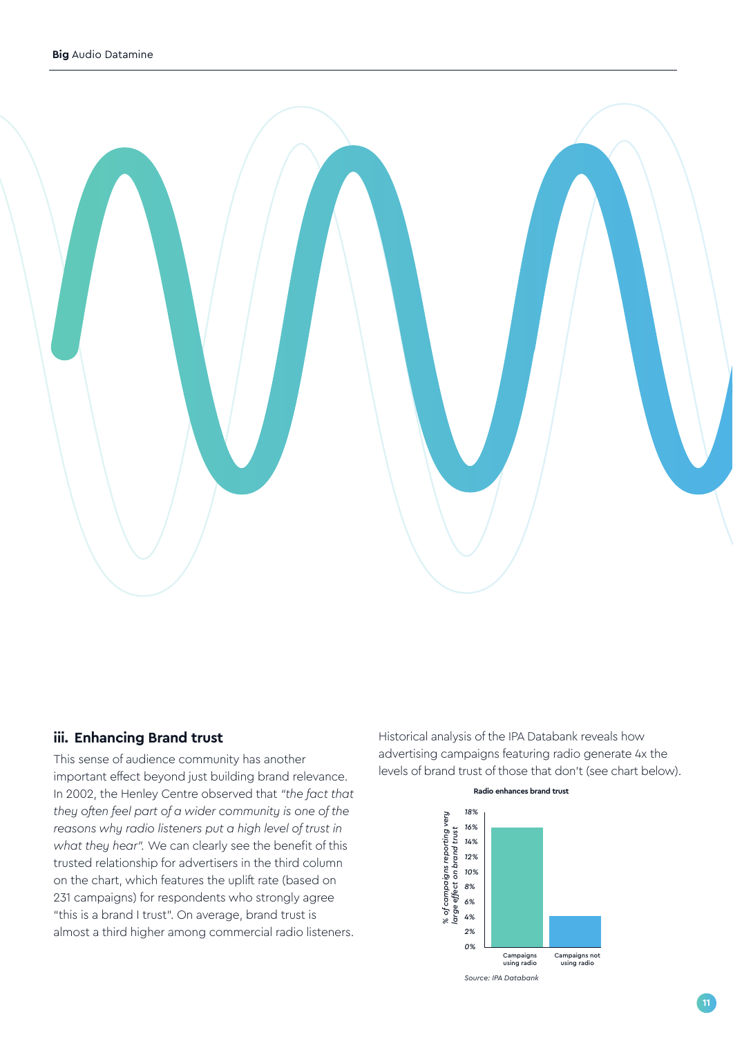### iii. Enhancing Brand trust

This sense of audience community has another important effect beyond just building brand relevance. In 2002, the Henley Centre observed that *"the fact that they often feel part of a wider community is one of the reasons why radio listeners put a high level of trust in what they hear".* We can clearly see the benefit of this trusted relationship for advertisers in the third column on the chart, which features the uplift rate (based on 231 campaigns) for respondents who strongly agree "this is a brand I trust". On average, brand trust is almost a third higher among commercial radio listeners.

Historical analysis of the IPA Databank reveals how advertising campaigns featuring radio generate 4x the levels of brand trust of those that don't (see chart below).

**Radio enhances brand trust**

*% of campaigns reporting very large effect on brand trust*

| | Campaigns using radio | Campaigns not using radio |
|---|---|---|
| % of campaigns | ~16% | ~4% |

*Source: IPA Databank*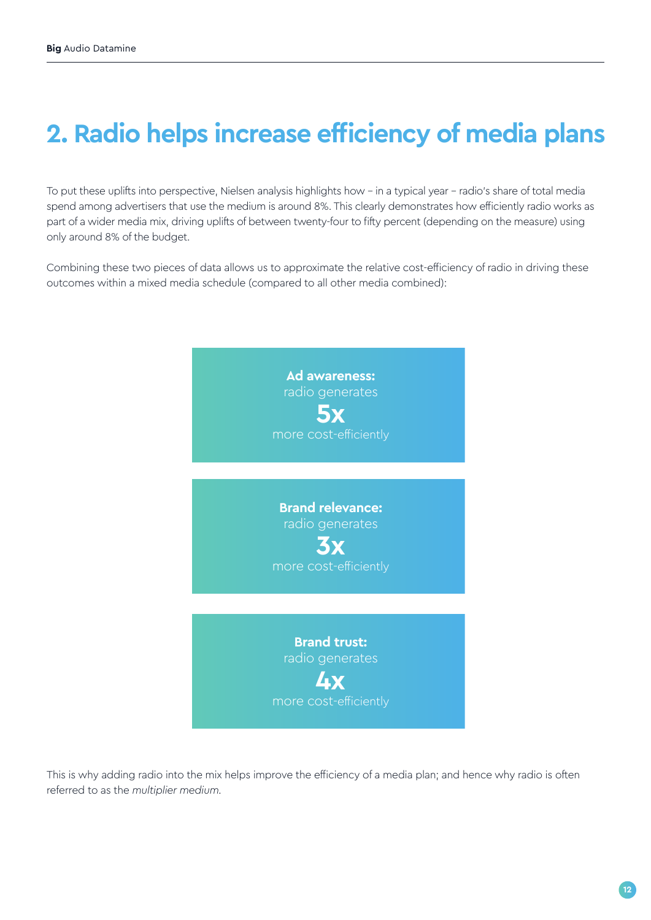## 2. Radio helps increase efficiency of media plans

To put these uplifts into perspective, Nielsen analysis highlights how – in a typical year – radio's share of total media spend among advertisers that use the medium is around 8%. This clearly demonstrates how efficiently radio works as part of a wider media mix, driving uplifts of between twenty-four to fifty percent (depending on the measure) using only around 8% of the budget.

Combining these two pieces of data allows us to approximate the relative cost-efficiency of radio in driving these outcomes within a mixed media schedule (compared to all other media combined):

**Ad awareness:**
radio generates
**5x**
more cost-efficiently

**Brand relevance:**
radio generates
**3x**
more cost-efficiently

**Brand trust:**
radio generates
**4x**
more cost-efficiently

This is why adding radio into the mix helps improve the efficiency of a media plan; and hence why radio is often referred to as the *multiplier medium.*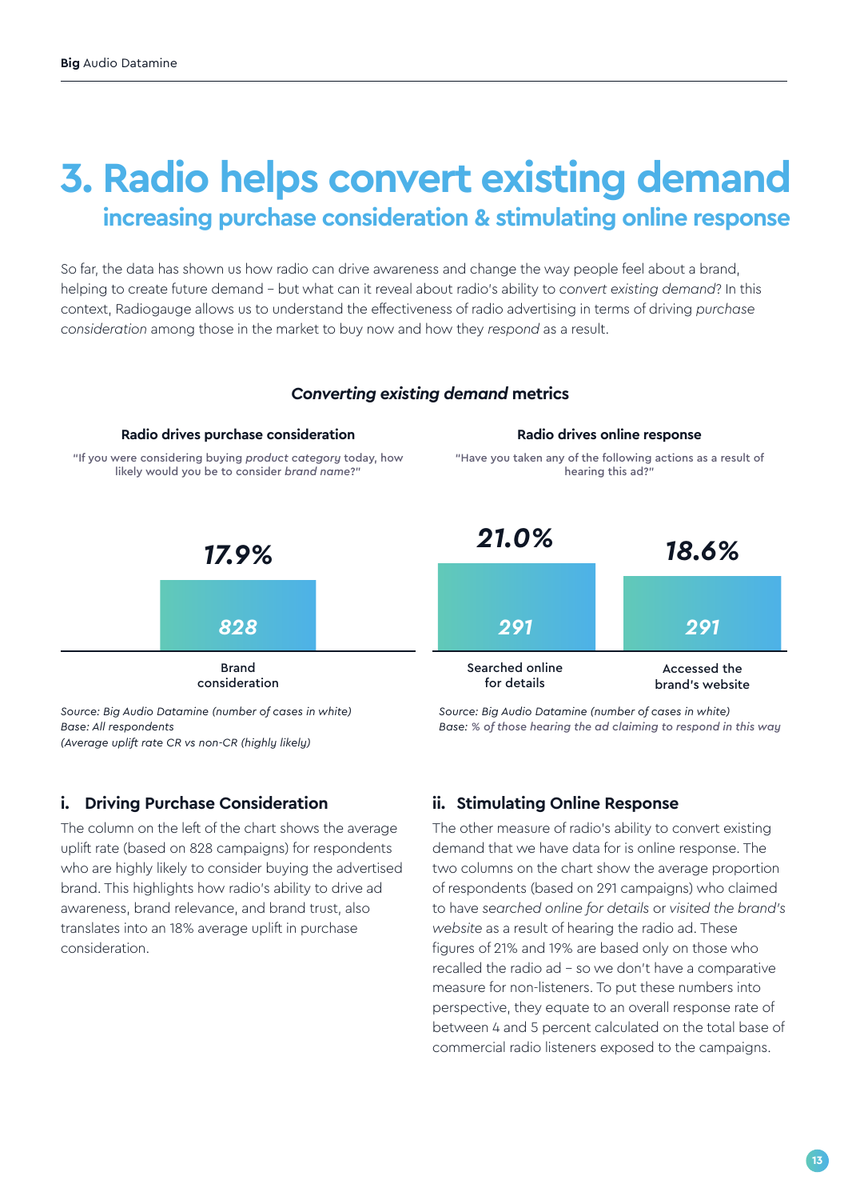# 3. Radio helps convert existing demand

## increasing purchase consideration & stimulating online response

So far, the data has shown us how radio can drive awareness and change the way people feel about a brand, helping to create future demand – but what can it reveal about radio's ability to *convert existing demand*? In this context, Radiogauge allows us to understand the effectiveness of radio advertising in terms of driving *purchase consideration* among those in the market to buy now and how they *respond* as a result.

***Converting existing demand*** **metrics**

**Radio drives purchase consideration**

"If you were considering buying *product category* today, how likely would you be to consider *brand name*?"

| | Brand consideration |
|---|---|
| % | 17.9% |
| Number of cases | 828 |

*Source: Big Audio Datamine (number of cases in white)*
*Base: All respondents*
*(Average uplift rate CR vs non-CR (highly likely)*

**Radio drives online response**

"Have you taken any of the following actions as a result of hearing this ad?"

| | Searched online for details | Accessed the brand's website |
|---|---|---|
| % | 21.0% | 18.6% |
| Number of cases | 291 | 291 |

*Source: Big Audio Datamine (number of cases in white)*
*Base: % of those hearing the ad claiming to respond in this way*

### i. Driving Purchase Consideration

The column on the left of the chart shows the average uplift rate (based on 828 campaigns) for respondents who are highly likely to consider buying the advertised brand. This highlights how radio's ability to drive ad awareness, brand relevance, and brand trust, also translates into an 18% average uplift in purchase consideration.

### ii. Stimulating Online Response

The other measure of radio's ability to convert existing demand that we have data for is online response. The two columns on the chart show the average proportion of respondents (based on 291 campaigns) who claimed to have *searched online for details* or *visited the brand's website* as a result of hearing the radio ad. These figures of 21% and 19% are based only on those who recalled the radio ad – so we don't have a comparative measure for non-listeners. To put these numbers into perspective, they equate to an overall response rate of between 4 and 5 percent calculated on the total base of commercial radio listeners exposed to the campaigns.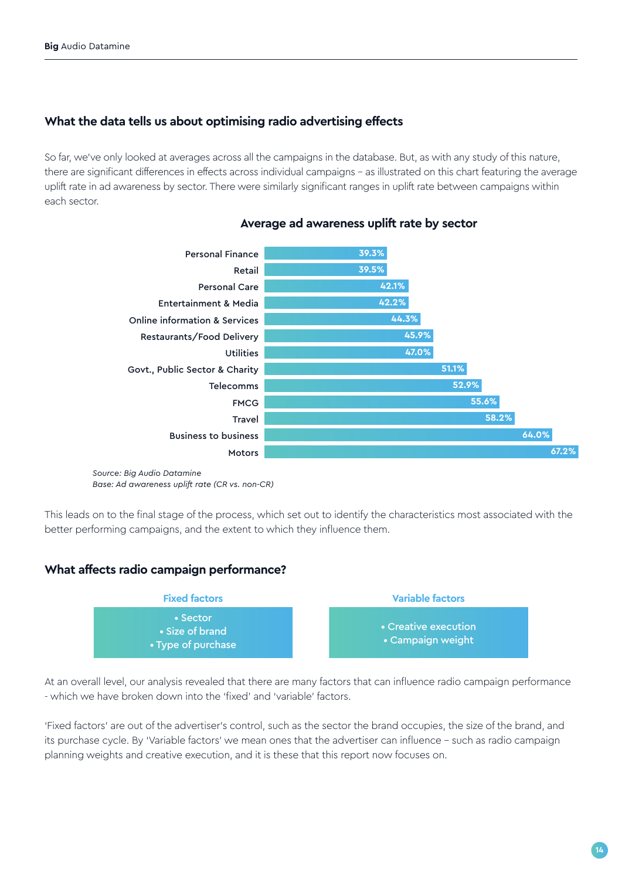## What the data tells us about optimising radio advertising effects

So far, we've only looked at averages across all the campaigns in the database. But, as with any study of this nature, there are significant differences in effects across individual campaigns – as illustrated on this chart featuring the average uplift rate in ad awareness by sector. There were similarly significant ranges in uplift rate between campaigns within each sector.

### Average ad awareness uplift rate by sector

| Sector | Uplift rate |
|---|---|
| Personal Finance | 39.3% |
| Retail | 39.5% |
| Personal Care | 42.1% |
| Entertainment & Media | 42.2% |
| Online information & Services | 44.3% |
| Restaurants/Food Delivery | 45.9% |
| Utilities | 47.0% |
| Govt., Public Sector & Charity | 51.1% |
| Telecomms | 52.9% |
| FMCG | 55.6% |
| Travel | 58.2% |
| Business to business | 64.0% |
| Motors | 67.2% |

*Source: Big Audio Datamine*
*Base: Ad awareness uplift rate (CR vs. non-CR)*

This leads on to the final stage of the process, which set out to identify the characteristics most associated with the better performing campaigns, and the extent to which they influence them.

## What affects radio campaign performance?

| Fixed factors | Variable factors |
|---|---|
| • Sector<br>• Size of brand<br>• Type of purchase | • Creative execution<br>• Campaign weight |

At an overall level, our analysis revealed that there are many factors that can influence radio campaign performance - which we have broken down into the 'fixed' and 'variable' factors.

'Fixed factors' are out of the advertiser's control, such as the sector the brand occupies, the size of the brand, and its purchase cycle. By 'Variable factors' we mean ones that the advertiser can influence – such as radio campaign planning weights and creative execution, and it is these that this report now focuses on.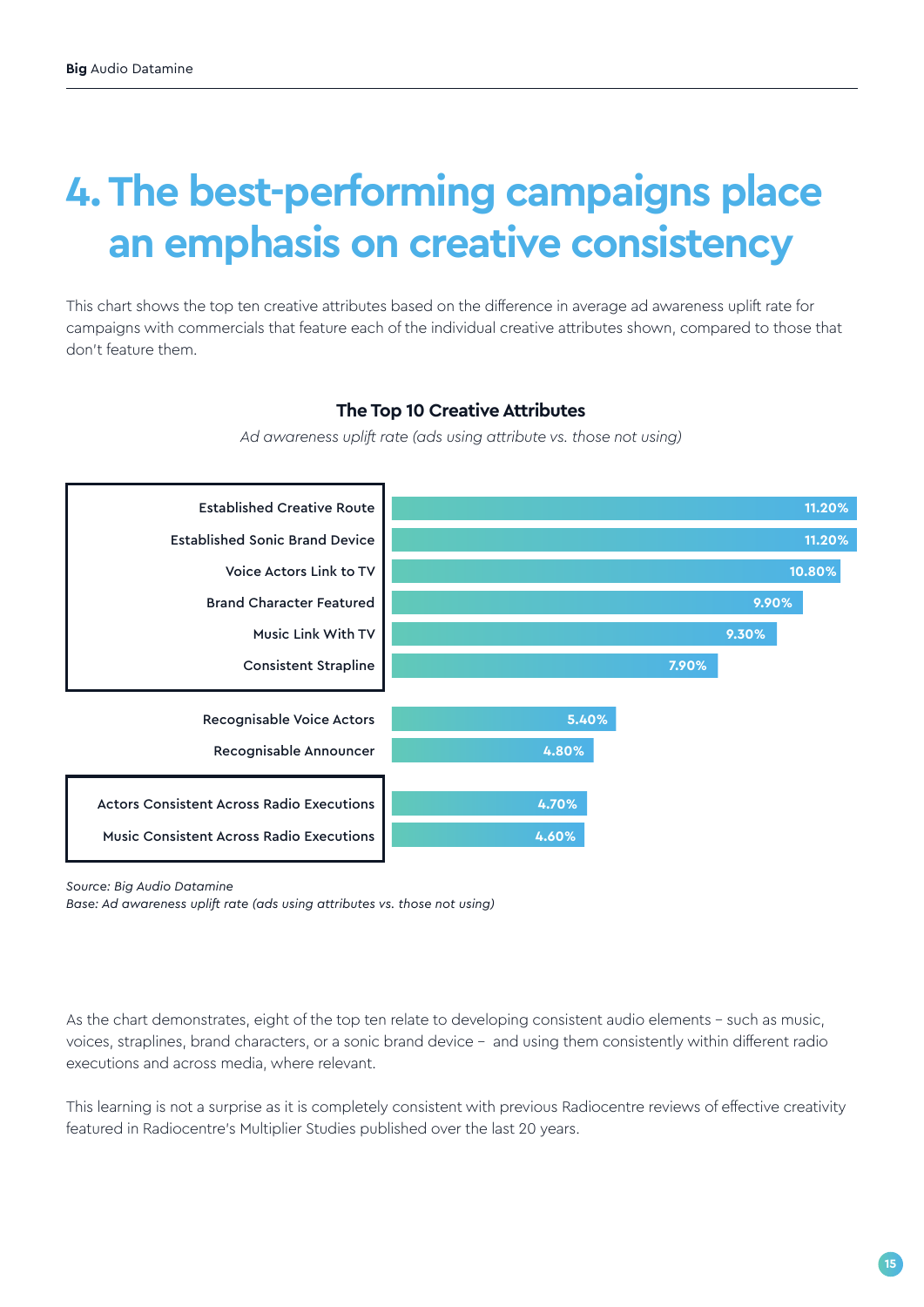# 4. The best-performing campaigns place an emphasis on creative consistency

This chart shows the top ten creative attributes based on the difference in average ad awareness uplift rate for campaigns with commercials that feature each of the individual creative attributes shown, compared to those that don't feature them.

**The Top 10 Creative Attributes**

*Ad awareness uplift rate (ads using attribute vs. those not using)*

| Creative Attribute | Ad awareness uplift rate |
|---|---|
| Established Creative Route | 11.20% |
| Established Sonic Brand Device | 11.20% |
| Voice Actors Link to TV | 10.80% |
| Brand Character Featured | 9.90% |
| Music Link With TV | 9.30% |
| Consistent Strapline | 7.90% |
| Recognisable Voice Actors | 5.40% |
| Recognisable Announcer | 4.80% |
| Actors Consistent Across Radio Executions | 4.70% |
| Music Consistent Across Radio Executions | 4.60% |

*Source: Big Audio Datamine*
*Base: Ad awareness uplift rate (ads using attributes vs. those not using)*

As the chart demonstrates, eight of the top ten relate to developing consistent audio elements – such as music, voices, straplines, brand characters, or a sonic brand device – and using them consistently within different radio executions and across media, where relevant.

This learning is not a surprise as it is completely consistent with previous Radiocentre reviews of effective creativity featured in Radiocentre's Multiplier Studies published over the last 20 years.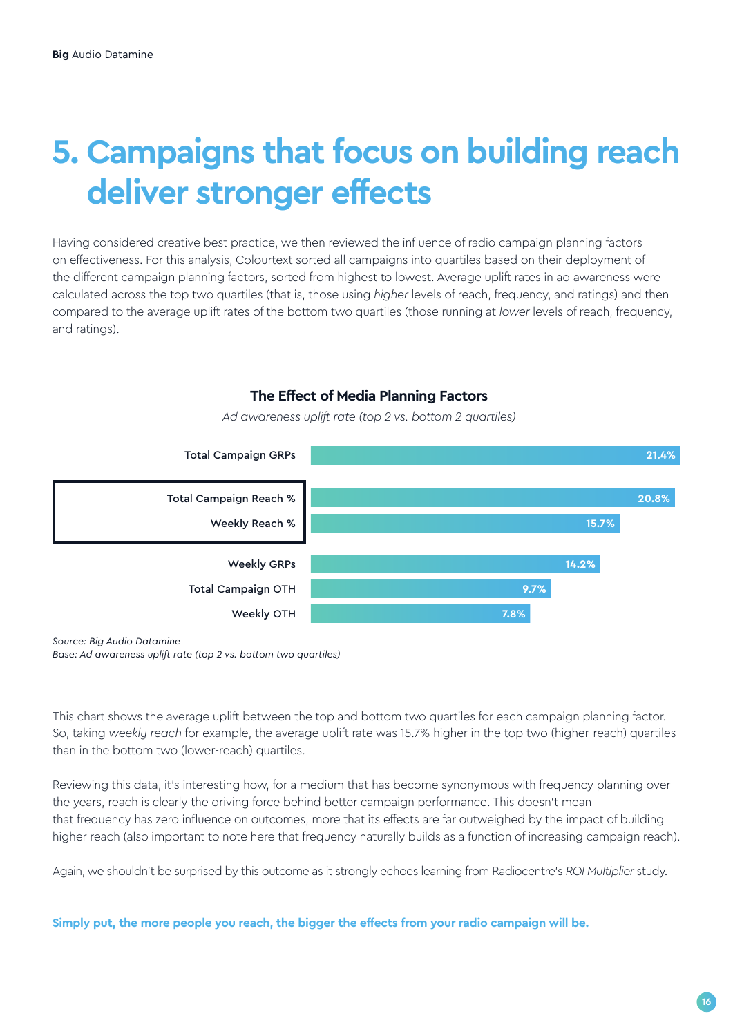# 5. Campaigns that focus on building reach deliver stronger effects

Having considered creative best practice, we then reviewed the influence of radio campaign planning factors on effectiveness. For this analysis, Colourtext sorted all campaigns into quartiles based on their deployment of the different campaign planning factors, sorted from highest to lowest. Average uplift rates in ad awareness were calculated across the top two quartiles (that is, those using *higher* levels of reach, frequency, and ratings) and then compared to the average uplift rates of the bottom two quartiles (those running at *lower* levels of reach, frequency, and ratings).

**The Effect of Media Planning Factors**

*Ad awareness uplift rate (top 2 vs. bottom 2 quartiles)*

| Planning factor | Uplift |
|---|---|
| Total Campaign GRPs | 21.4% |
| Total Campaign Reach % | 20.8% |
| Weekly Reach % | 15.7% |
| Weekly GRPs | 14.2% |
| Total Campaign OTH | 9.7% |
| Weekly OTH | 7.8% |

*Source: Big Audio Datamine*
*Base: Ad awareness uplift rate (top 2 vs. bottom two quartiles)*

This chart shows the average uplift between the top and bottom two quartiles for each campaign planning factor. So, taking *weekly reach* for example, the average uplift rate was 15.7% higher in the top two (higher-reach) quartiles than in the bottom two (lower-reach) quartiles.

Reviewing this data, it's interesting how, for a medium that has become synonymous with frequency planning over the years, reach is clearly the driving force behind better campaign performance. This doesn't mean that frequency has zero influence on outcomes, more that its effects are far outweighed by the impact of building higher reach (also important to note here that frequency naturally builds as a function of increasing campaign reach).

Again, we shouldn't be surprised by this outcome as it strongly echoes learning from Radiocentre's *ROI Multiplier* study.

**Simply put, the more people you reach, the bigger the effects from your radio campaign will be.**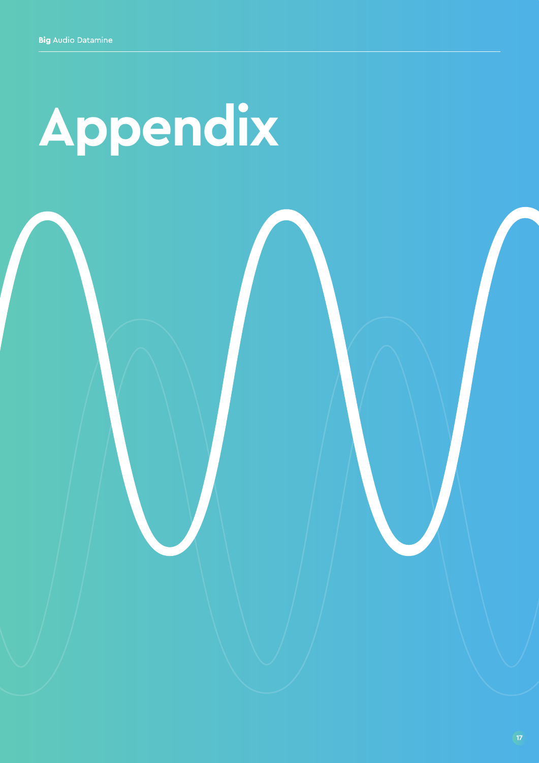# Appendix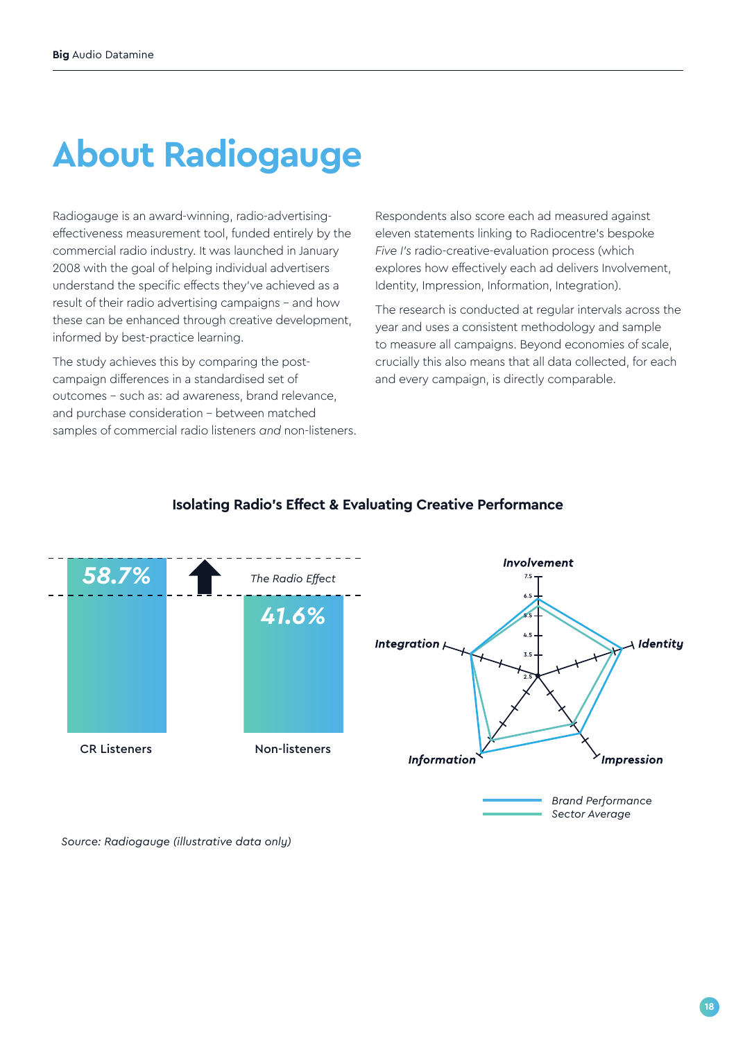# About Radiogauge

Radiogauge is an award-winning, radio-advertising-effectiveness measurement tool, funded entirely by the commercial radio industry. It was launched in January 2008 with the goal of helping individual advertisers understand the specific effects they've achieved as a result of their radio advertising campaigns – and how these can be enhanced through creative development, informed by best-practice learning.

The study achieves this by comparing the post-campaign differences in a standardised set of outcomes – such as: ad awareness, brand relevance, and purchase consideration – between matched samples of commercial radio listeners *and* non-listeners.

Respondents also score each ad measured against eleven statements linking to Radiocentre's bespoke *Five I's* radio-creative-evaluation process (which explores how effectively each ad delivers Involvement, Identity, Impression, Information, Integration).

The research is conducted at regular intervals across the year and uses a consistent methodology and sample to measure all campaigns. Beyond economies of scale, crucially this also means that all data collected, for each and every campaign, is directly comparable.

**Isolating Radio's Effect & Evaluating Creative Performance**

| | CR Listeners | Non-listeners |
|---|---|---|
| | 58.7% | 41.6% |

*The Radio Effect*

Radar chart axes: Involvement, Identity, Impression, Information, Integration (scale 2.5 – 7.5)

*Brand Performance*
*Sector Average*

*Source: Radiogauge (illustrative data only)*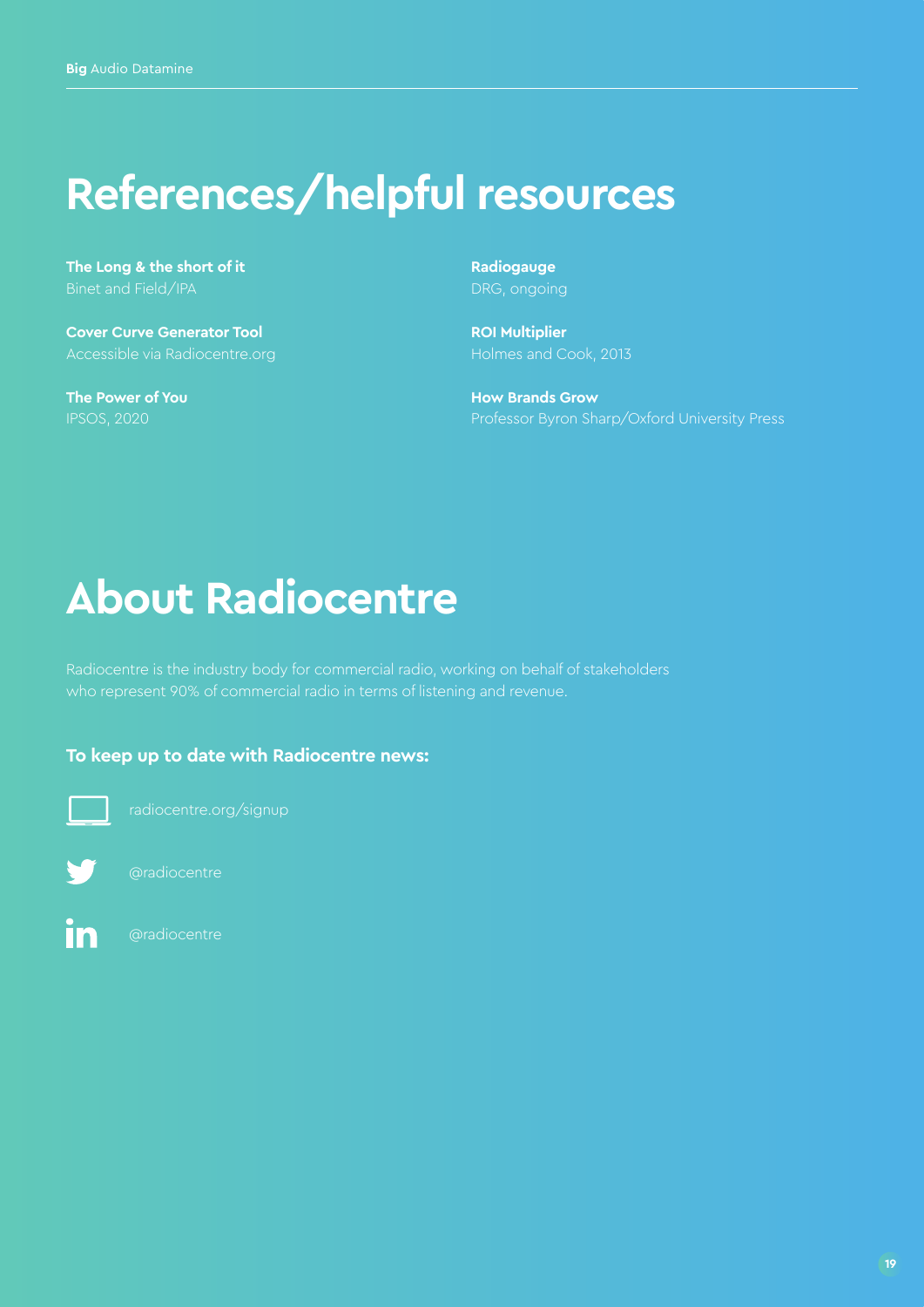# References/helpful resources

**The Long & the short of it**
Binet and Field/IPA

**Cover Curve Generator Tool**
Accessible via Radiocentre.org

**The Power of You**
IPSOS, 2020

**Radiogauge**
DRG, ongoing

**ROI Multiplier**
Holmes and Cook, 2013

**How Brands Grow**
Professor Byron Sharp/Oxford University Press

# About Radiocentre

Radiocentre is the industry body for commercial radio, working on behalf of stakeholders who represent 90% of commercial radio in terms of listening and revenue.

### To keep up to date with Radiocentre news:

radiocentre.org/signup

@radiocentre

@radiocentre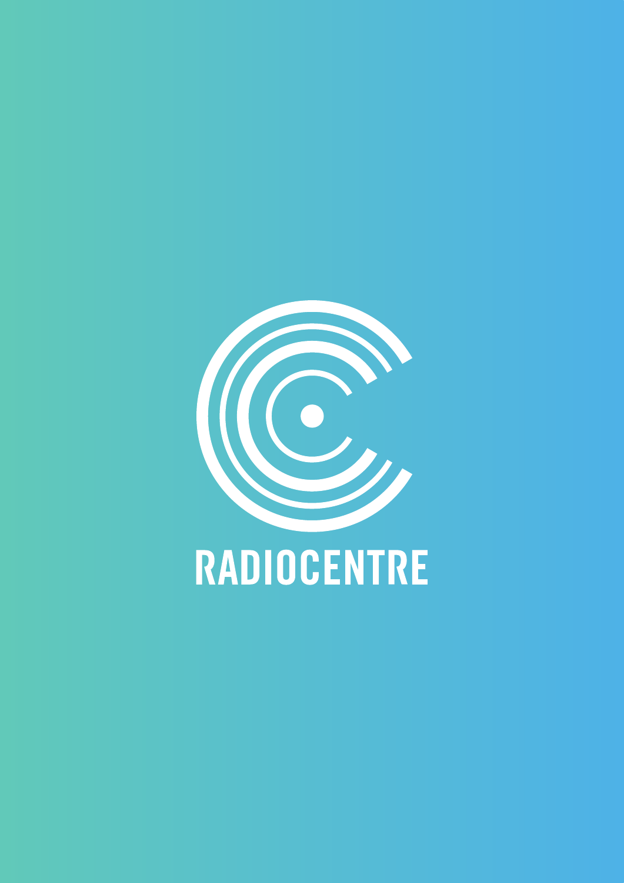RADIOCENTRE